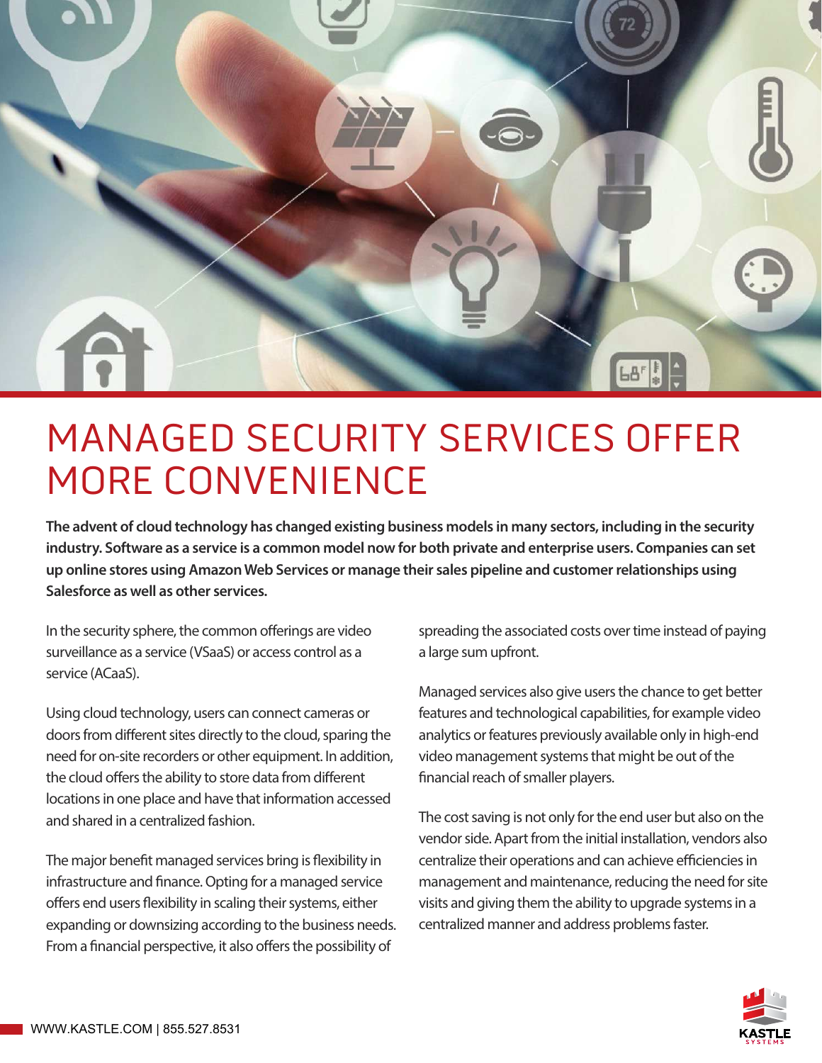# MANAGED SECURITY SERVICES OFFER MORE CONVENIENCE

**The advent of cloud technology has changed existing business models in many sectors, including in the security industry. Software as a service is a common model now for both private and enterprise users. Companies can set up online stores using Amazon Web Services or manage their sales pipeline and customer relationships using Salesforce as well as other services.**

In the security sphere, the common offerings are video surveillance as a service (VSaaS) or access control as a service (ACaaS).

Using cloud technology, users can connect cameras or doors from different sites directly to the cloud, sparing the need for on-site recorders or other equipment. In addition, the cloud offers the ability to store data from different locations in one place and have that information accessed and shared in a centralized fashion.

The major benefit managed services bring is flexibility in infrastructure and finance. Opting for a managed service offers end users flexibility in scaling their systems, either expanding or downsizing according to the business needs. From a financial perspective, it also offers the possibility of spreading the associated costs over time instead of paying a large sum upfront.

Managed services also give users the chance to get better features and technological capabilities, for example video analytics or features previously available only in high-end video management systems that might be out of the financial reach of smaller players.

The cost saving is not only for the end user but also on the vendor side. Apart from the initial installation, vendors also centralize their operations and can achieve efficiencies in management and maintenance, reducing the need for site visits and giving them the ability to upgrade systems in a centralized manner and address problems faster.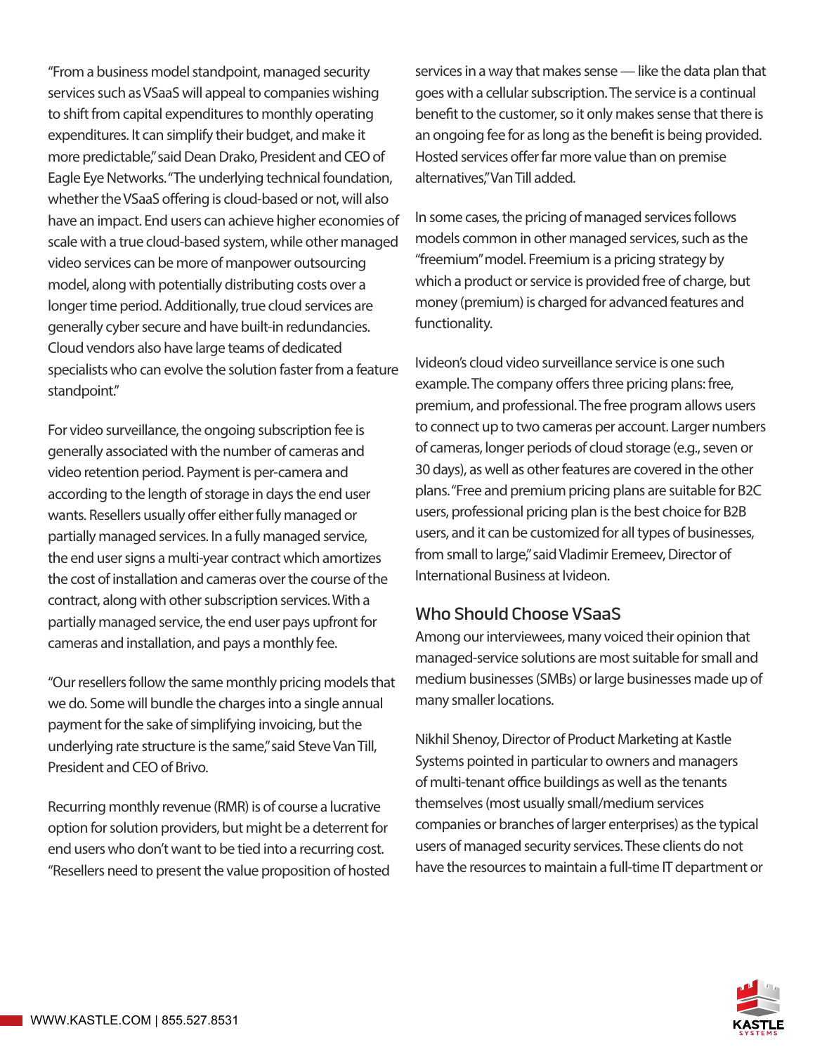"From a business model standpoint, managed security services such as VSaaS will appeal to companies wishing to shift from capital expenditures to monthly operating expenditures. It can simplify their budget, and make it more predictable," said Dean Drako, President and CEO of Eagle Eye Networks. "The underlying technical foundation, whether the VSaaS offering is cloud-based or not, will also have an impact. End users can achieve higher economies of scale with a true cloud-based system, while other managed video services can be more of manpower outsourcing model, along with potentially distributing costs over a longer time period. Additionally, true cloud services are generally cyber secure and have built-in redundancies. Cloud vendors also have large teams of dedicated specialists who can evolve the solution faster from a feature standpoint."

For video surveillance, the ongoing subscription fee is generally associated with the number of cameras and video retention period. Payment is per-camera and according to the length of storage in days the end user wants. Resellers usually offer either fully managed or partially managed services. In a fully managed service, the end user signs a multi-year contract which amortizes the cost of installation and cameras over the course of the contract, along with other subscription services. With a partially managed service, the end user pays upfront for cameras and installation, and pays a monthly fee.

"Our resellers follow the same monthly pricing models that we do. Some will bundle the charges into a single annual payment for the sake of simplifying invoicing, but the underlying rate structure is the same," said Steve Van Till, President and CEO of Brivo.

Recurring monthly revenue (RMR) is of course a lucrative option for solution providers, but might be a deterrent for end users who don't want to be tied into a recurring cost. "Resellers need to present the value proposition of hosted services in a way that makes sense — like the data plan that goes with a cellular subscription. The service is a continual benefit to the customer, so it only makes sense that there is an ongoing fee for as long as the benefit is being provided. Hosted services offer far more value than on premise alternatives," Van Till added.

In some cases, the pricing of managed services follows models common in other managed services, such as the "freemium" model. Freemium is a pricing strategy by which a product or service is provided free of charge, but money (premium) is charged for advanced features and functionality.

Ivideon's cloud video surveillance service is one such example. The company offers three pricing plans: free, premium, and professional. The free program allows users to connect up to two cameras per account. Larger numbers of cameras, longer periods of cloud storage (e.g., seven or 30 days), as well as other features are covered in the other plans. "Free and premium pricing plans are suitable for B2C users, professional pricing plan is the best choice for B2B users, and it can be customized for all types of businesses, from small to large," said Vladimir Eremeev, Director of International Business at Ivideon.

## Who Should Choose VSaaS

Among our interviewees, many voiced their opinion that managed-service solutions are most suitable for small and medium businesses (SMBs) or large businesses made up of many smaller locations.

Nikhil Shenoy, Director of Product Marketing at Kastle Systems pointed in particular to owners and managers of multi-tenant office buildings as well as the tenants themselves (most usually small/medium services companies or branches of larger enterprises) as the typical users of managed security services. These clients do not have the resources to maintain a full-time IT department or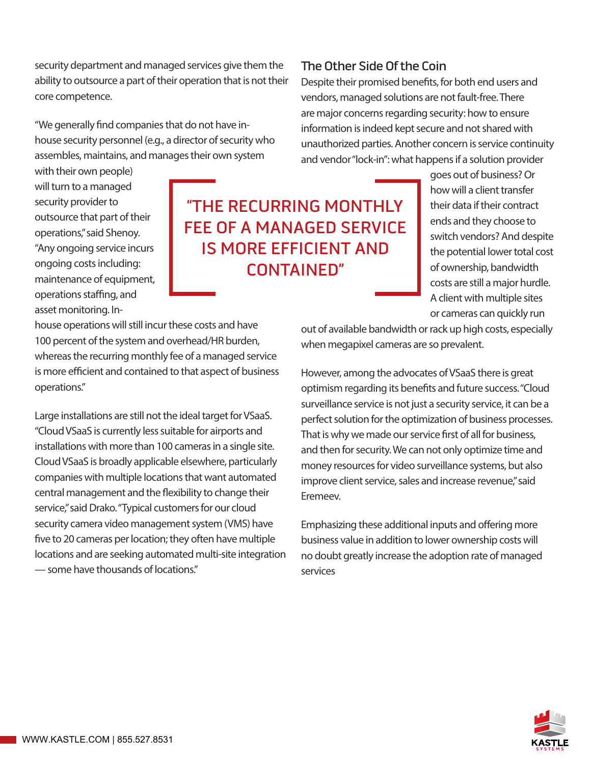security department and managed services give them the ability to outsource a part of their operation that is not their core competence.

"We generally find companies that do not have in-house security personnel (e.g., a director of security who assembles, maintains, and manages their own system with their own people) will turn to a managed security provider to outsource that part of their operations," said Shenoy. "Any ongoing service incurs ongoing costs including: maintenance of equipment, operations staffing, and asset monitoring. In-house operations will still incur these costs and have 100 percent of the system and overhead/HR burden, whereas the recurring monthly fee of a managed service is more efficient and contained to that aspect of business operations."

> "THE RECURRING MONTHLY FEE OF A MANAGED SERVICE IS MORE EFFICIENT AND CONTAINED"

Large installations are still not the ideal target for VSaaS. "Cloud VSaaS is currently less suitable for airports and installations with more than 100 cameras in a single site. Cloud VSaaS is broadly applicable elsewhere, particularly companies with multiple locations that want automated central management and the flexibility to change their service," said Drako. "Typical customers for our cloud security camera video management system (VMS) have five to 20 cameras per location; they often have multiple locations and are seeking automated multi-site integration — some have thousands of locations."

## The Other Side Of the Coin

Despite their promised benefits, for both end users and vendors, managed solutions are not fault-free. There are major concerns regarding security: how to ensure information is indeed kept secure and not shared with unauthorized parties. Another concern is service continuity and vendor "lock-in": what happens if a solution provider goes out of business? Or how will a client transfer their data if their contract ends and they choose to switch vendors? And despite the potential lower total cost of ownership, bandwidth costs are still a major hurdle. A client with multiple sites or cameras can quickly run out of available bandwidth or rack up high costs, especially when megapixel cameras are so prevalent.

However, among the advocates of VSaaS there is great optimism regarding its benefits and future success. "Cloud surveillance service is not just a security service, it can be a perfect solution for the optimization of business processes. That is why we made our service first of all for business, and then for security. We can not only optimize time and money resources for video surveillance systems, but also improve client service, sales and increase revenue," said Eremeev.

Emphasizing these additional inputs and offering more business value in addition to lower ownership costs will no doubt greatly increase the adoption rate of managed services